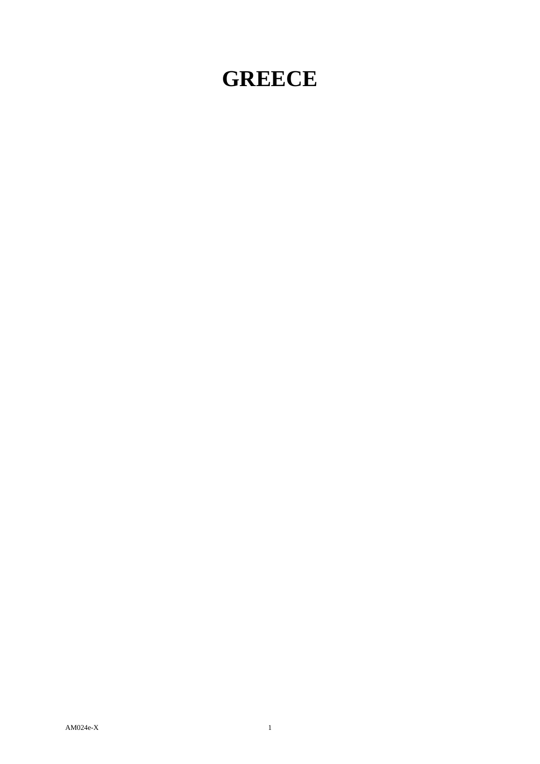# GREECE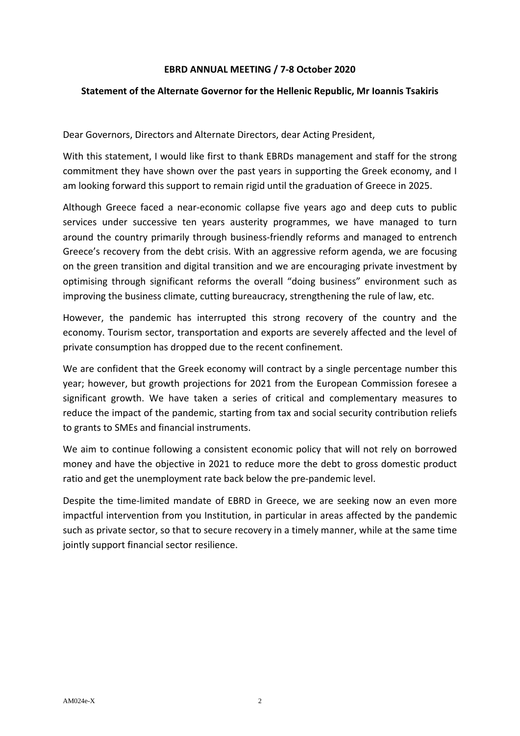**EBRD ANNUAL MEETING / 7-8 October 2020**

**Statement of the Alternate Governor for the Hellenic Republic, Mr Ioannis Tsakiris**

Dear Governors, Directors and Alternate Directors, dear Acting President,

With this statement, I would like first to thank EBRDs management and staff for the strong commitment they have shown over the past years in supporting the Greek economy, and I am looking forward this support to remain rigid until the graduation of Greece in 2025.

Although Greece faced a near-economic collapse five years ago and deep cuts to public services under successive ten years austerity programmes, we have managed to turn around the country primarily through business-friendly reforms and managed to entrench Greece's recovery from the debt crisis. With an aggressive reform agenda, we are focusing on the green transition and digital transition and we are encouraging private investment by optimising through significant reforms the overall "doing business" environment such as improving the business climate, cutting bureaucracy, strengthening the rule of law, etc.

However, the pandemic has interrupted this strong recovery of the country and the economy. Tourism sector, transportation and exports are severely affected and the level of private consumption has dropped due to the recent confinement.

We are confident that the Greek economy will contract by a single percentage number this year; however, but growth projections for 2021 from the European Commission foresee a significant growth. We have taken a series of critical and complementary measures to reduce the impact of the pandemic, starting from tax and social security contribution reliefs to grants to SMEs and financial instruments.

We aim to continue following a consistent economic policy that will not rely on borrowed money and have the objective in 2021 to reduce more the debt to gross domestic product ratio and get the unemployment rate back below the pre-pandemic level.

Despite the time-limited mandate of EBRD in Greece, we are seeking now an even more impactful intervention from you Institution, in particular in areas affected by the pandemic such as private sector, so that to secure recovery in a timely manner, while at the same time jointly support financial sector resilience.